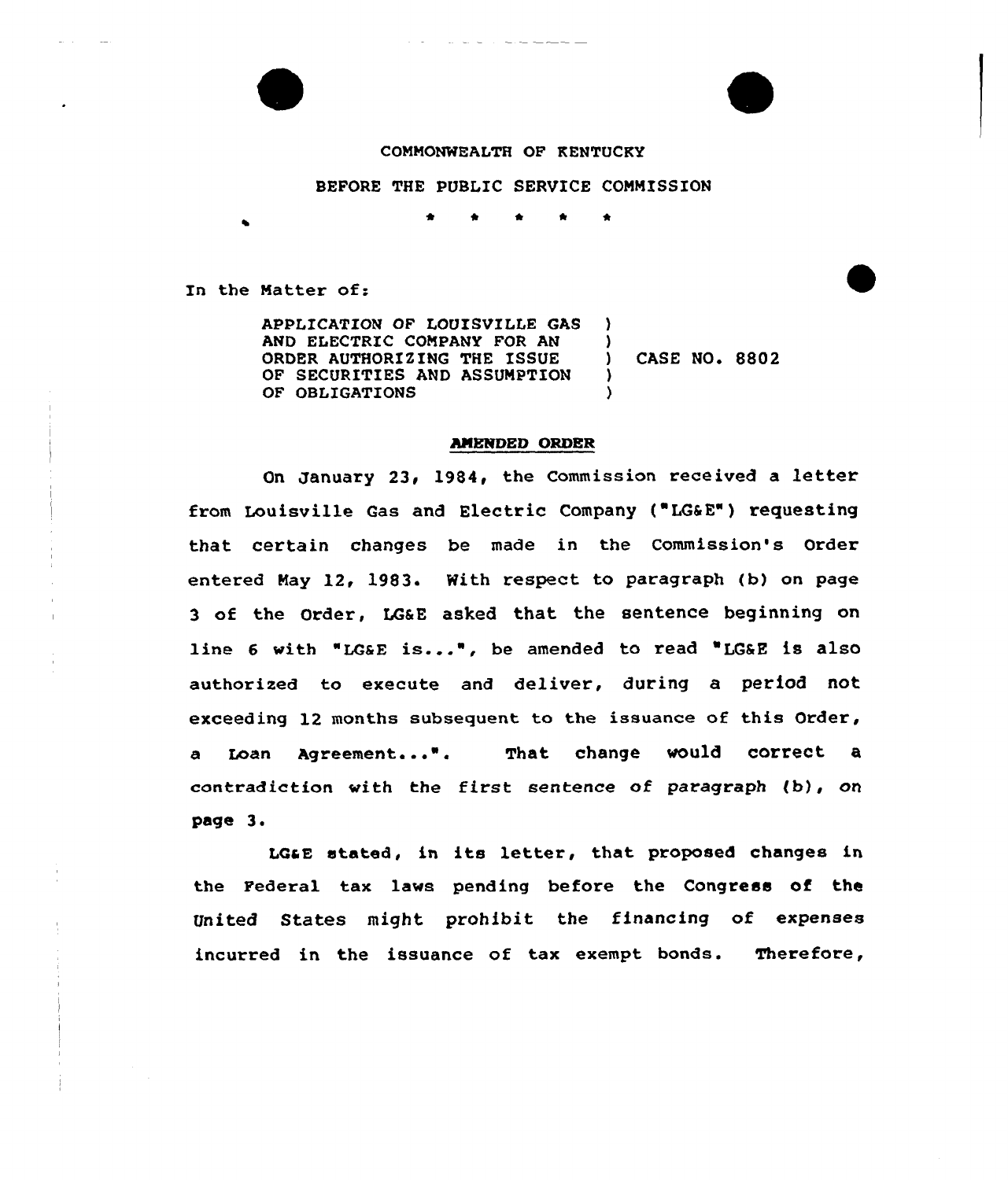COMMONWEALTH OF KENTUCKY

BEFORE THE PUBLIC SERVICE COMMISSION

\* \* \* \* \*

In the Matter of:

| | | |
|---|---|---|
| APPLICATION OF LOUISVILLE GAS AND ELECTRIC COMPANY FOR AN ORDER AUTHORIZING THE ISSUE OF SECURITIES AND ASSUMPTION OF OBLIGATIONS | ) | CASE NO. 8802 |

## AMENDED ORDER

On January 23, 1984, the Commission received a letter from Louisville Gas and Electric Company ("LG&E") requesting that certain changes be made in the Commission's Order entered May 12, 1983. With respect to paragraph (b) on page 3 of the Order, LG&E asked that the sentence beginning on line 6 with "LG&E is...", be amended to read "LG&E is also authorized to execute and deliver, during a period not exceeding 12 months subsequent to the issuance of this Order, a Loan Agreement...". That change would correct a contradiction with the first sentence of paragraph (b), on page 3.

LG&E stated, in its letter, that proposed changes in the Federal tax laws pending before the Congress of the United States might prohibit the financing of expenses incurred in the issuance of tax exempt bonds. Therefore,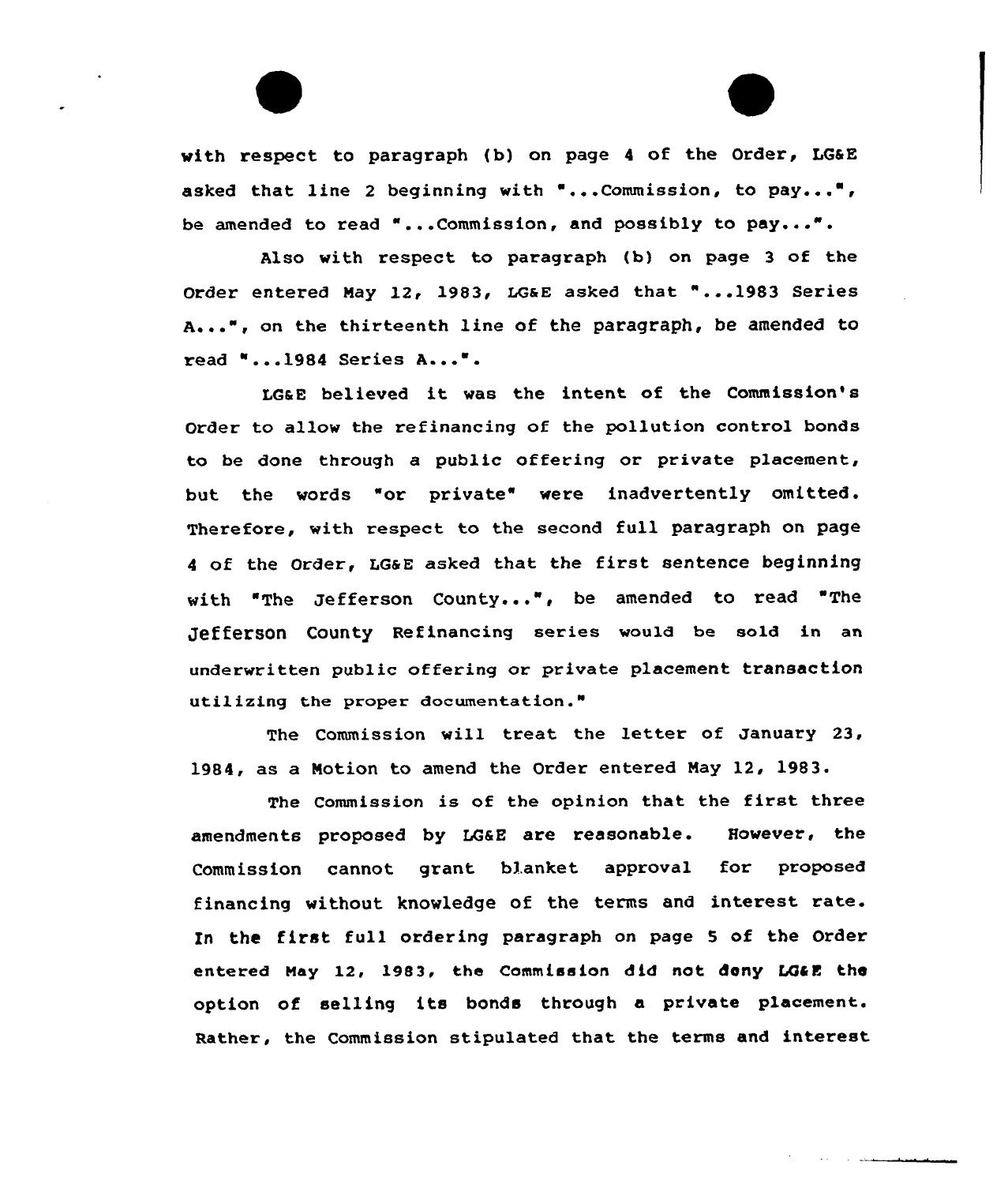with respect to paragraph (b) on page 4 of the Order, LG&E asked that line 2 beginning with "...Commission, to pay...", be amended to read "...Commission, and possibly to pay...".

Also with respect to paragraph (b) on page 3 of the Order entered May 12, 1983, LG&E asked that "...1983 Series A...", on the thirteenth line of the paragraph, be amended to read "...1984 Series A...".

LG&E believed it was the intent of the Commission's Order to allow the refinancing of the pollution control bonds to be done through a public offering or private placement, but the words "or private" were inadvertently omitted. Therefore, with respect to the second full paragraph on page 4 of the Order, LG&E asked that the first sentence beginning with "The Jefferson County...", be amended to read "The Jefferson County Refinancing series would be sold in an underwritten public offering or private placement transaction utilizing the proper documentation."

The Commission will treat the letter of January 23, 1984, as a Motion to amend the Order entered May 12, 1983.

The Commission is of the opinion that the first three amendments proposed by LG&E are reasonable. However, the Commission cannot grant blanket approval for proposed financing without knowledge of the terms and interest rate. In the first full ordering paragraph on page 5 of the Order entered May 12, 1983, the Commission did not deny LG&E the option of selling its bonds through a private placement. Rather, the Commission stipulated that the terms and interest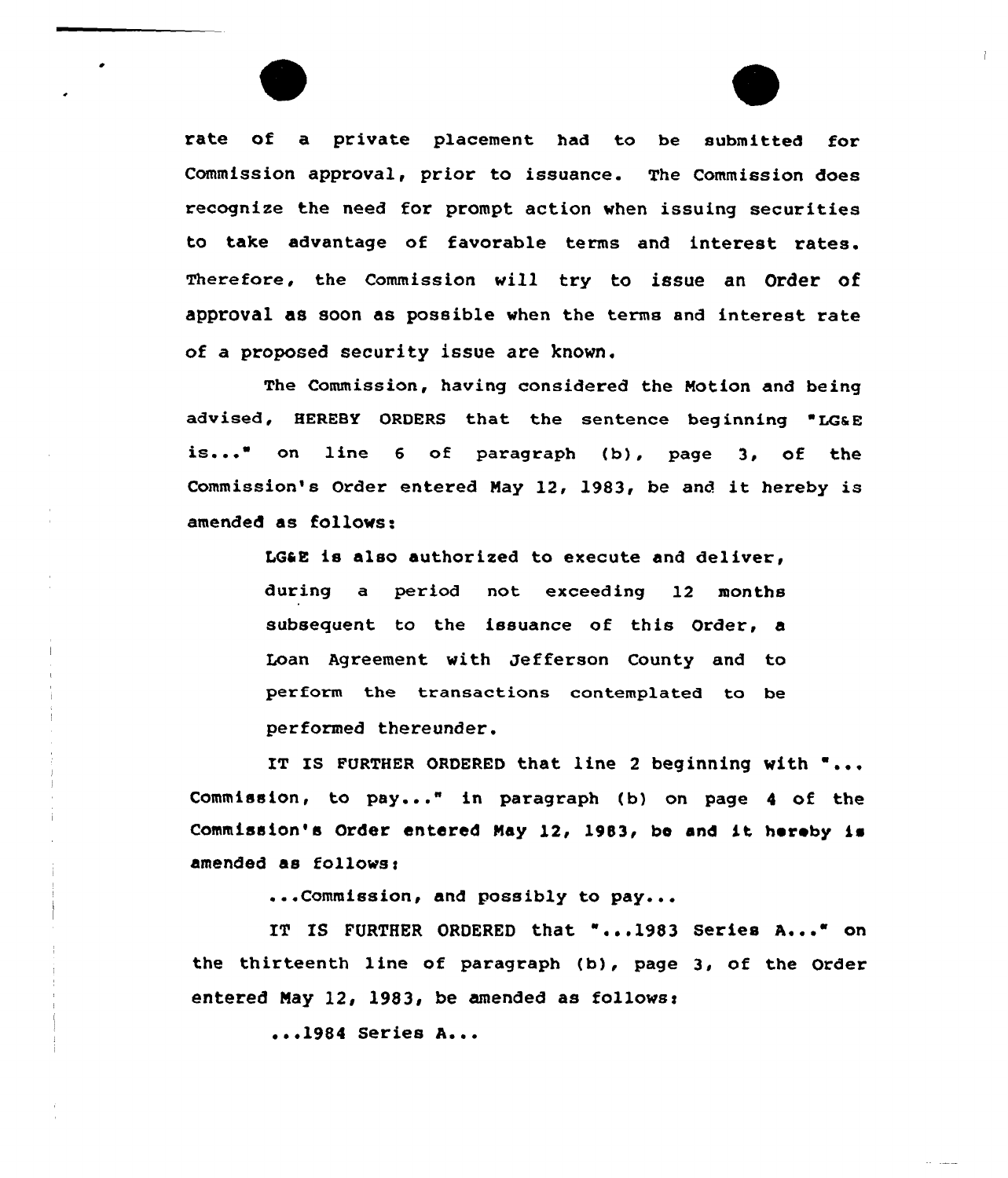rate of a private placement had to be submitted for Commission approval, prior to issuance. The Commission does recognize the need for prompt action when issuing securities to take advantage of favorable terms and interest rates. Therefore, the Commission will try to issue an Order of approval as soon as possible when the terms and interest rate of a proposed security issue are known.

The Commission, having considered the Motion and being advised, HEREBY ORDERS that the sentence beginning "LG&E is..." on line 6 of paragraph (b), page 3, of the Commission's Order entered May 12, 1983, be and it hereby is amended as follows:

> LG&E is also authorized to execute and deliver, during a period not exceeding 12 months subsequent to the issuance of this Order, a Loan Agreement with Jefferson County and to perform the transactions contemplated to be performed thereunder.

IT IS FURTHER ORDERED that line 2 beginning with "... Commission, to pay..." in paragraph (b) on page 4 of the Commission's Order entered May 12, 1983, be and it hereby is amended as follows:

> ...Commission, and possibly to pay...

IT IS FURTHER ORDERED that "...1983 Series A..." on the thirteenth line of paragraph (b), page 3, of the Order entered May 12, 1983, be amended as follows:

> ...1984 Series A...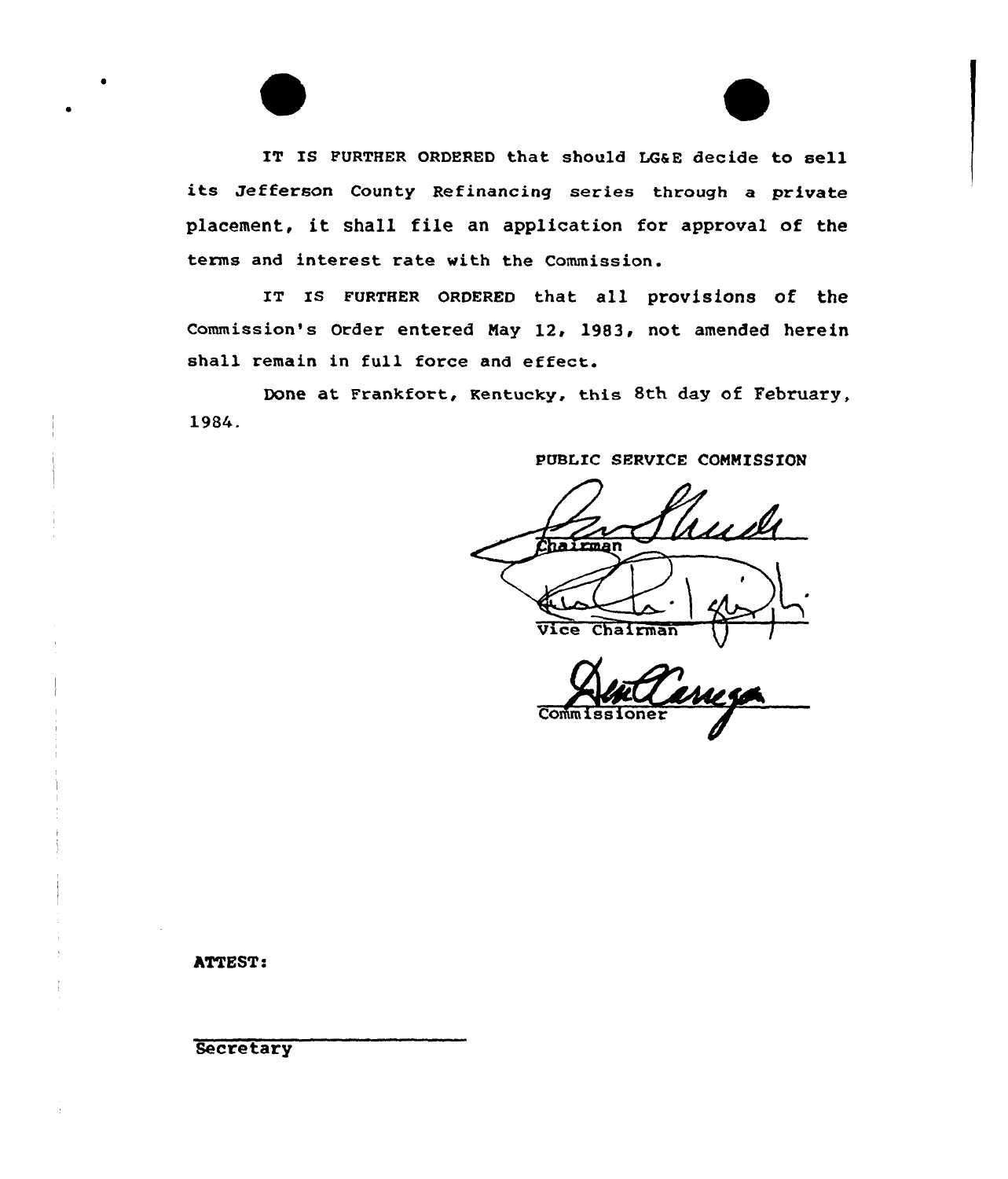IT IS FURTHER ORDERED that should LG&E decide to sell its Jefferson County Refinancing series through a private placement, it shall file an application for approval of the terms and interest rate with the Commission.

IT IS FURTHER ORDERED that all provisions of the Commission's Order entered May 12, 1983, not amended herein shall remain in full force and effect.

Done at Frankfort, Kentucky, this 8th day of February, 1984.

PUBLIC SERVICE COMMISSION

Chairman

Vice Chairman

Commissioner

ATTEST:

Secretary